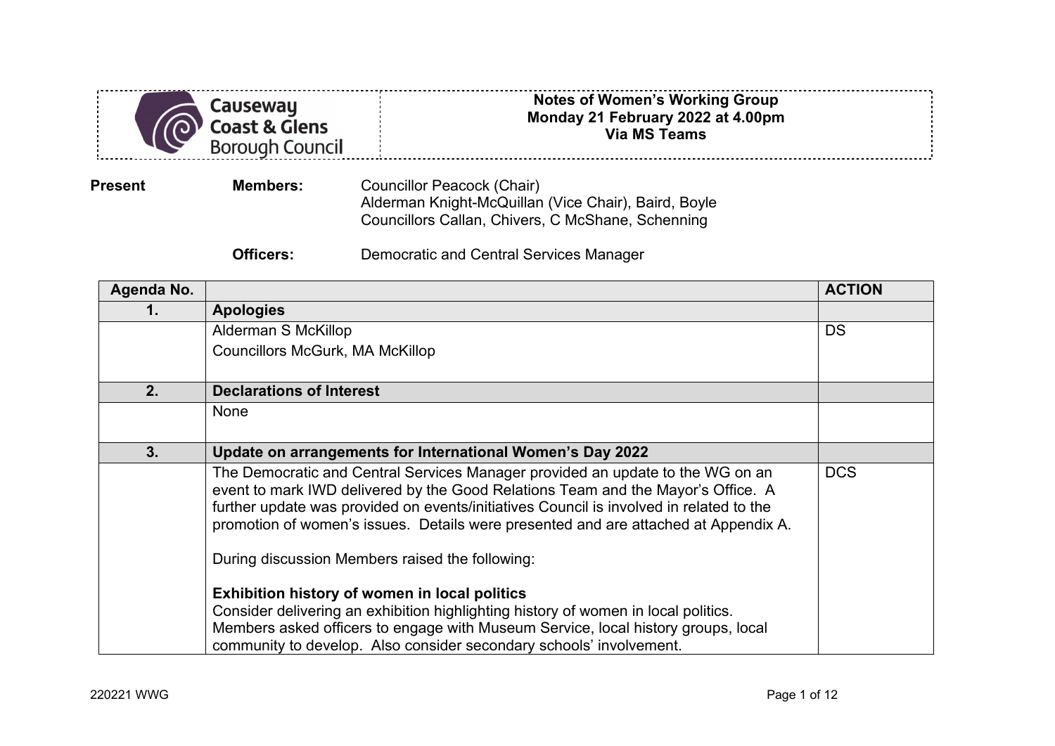Causeway Coast & Glens Borough Council

**Notes of Women's Working Group**
**Monday 21 February 2022 at 4.00pm**
**Via MS Teams**

**Present** **Members:** Councillor Peacock (Chair)
Alderman Knight-McQuillan (Vice Chair), Baird, Boyle
Councillors Callan, Chivers, C McShane, Schenning

**Officers:** Democratic and Central Services Manager

| Agenda No. | | ACTION |
|---|---|---|
| **1.** | **Apologies** | |
| | Alderman S McKillop<br>Councillors McGurk, MA McKillop | DS |
| **2.** | **Declarations of Interest** | |
| | None | |
| **3.** | **Update on arrangements for International Women's Day 2022** | |
| | The Democratic and Central Services Manager provided an update to the WG on an event to mark IWD delivered by the Good Relations Team and the Mayor's Office. A further update was provided on events/initiatives Council is involved in related to the promotion of women's issues. Details were presented and are attached at Appendix A.<br><br>During discussion Members raised the following:<br><br>**Exhibition history of women in local politics**<br>Consider delivering an exhibition highlighting history of women in local politics. Members asked officers to engage with Museum Service, local history groups, local community to develop. Also consider secondary schools' involvement. | DCS |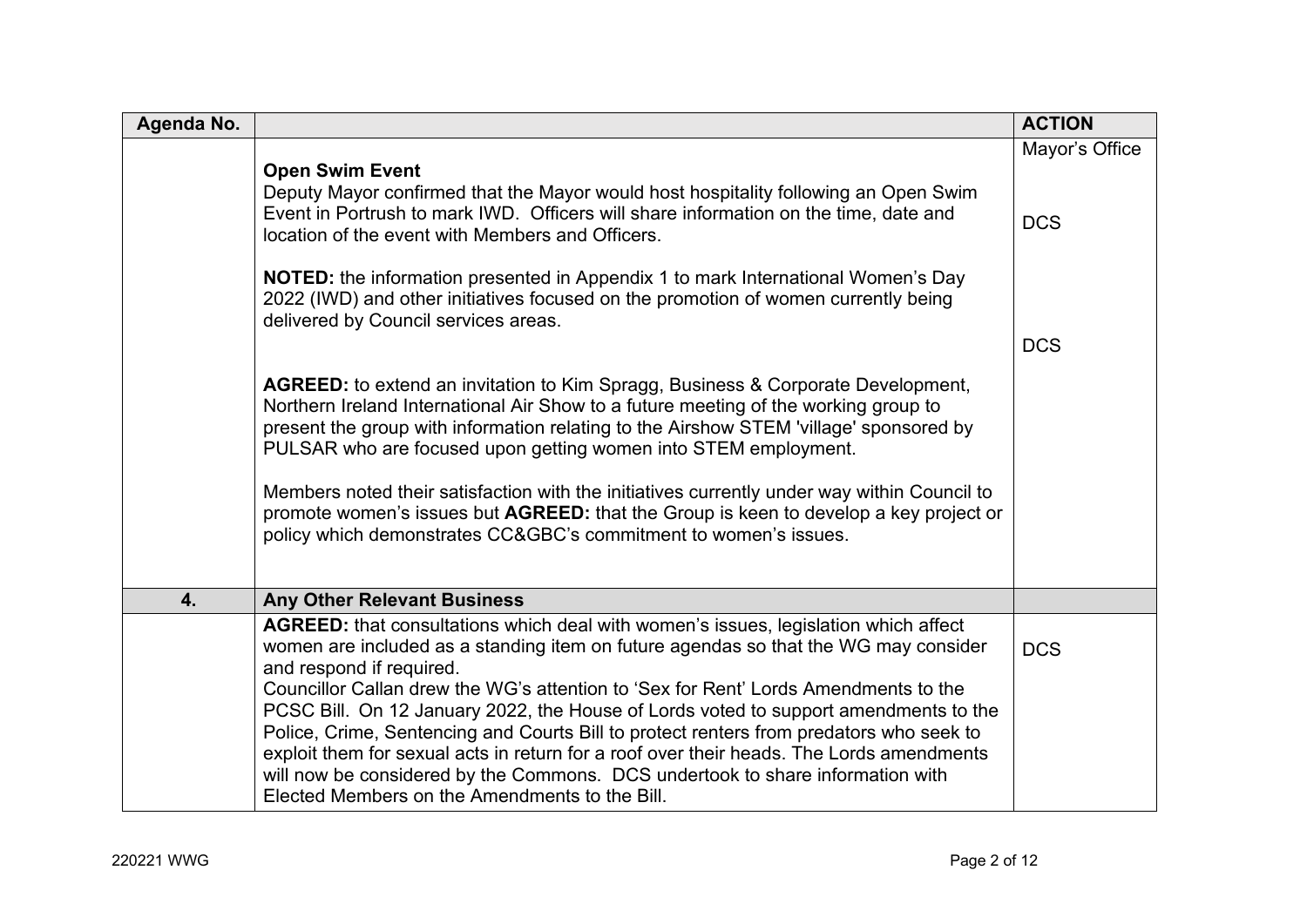| Agenda No. | | ACTION |
|---|---|---|
| | **Open Swim Event**<br>Deputy Mayor confirmed that the Mayor would host hospitality following an Open Swim Event in Portrush to mark IWD. Officers will share information on the time, date and location of the event with Members and Officers.<br><br>**NOTED:** the information presented in Appendix 1 to mark International Women's Day 2022 (IWD) and other initiatives focused on the promotion of women currently being delivered by Council services areas.<br><br>**AGREED:** to extend an invitation to Kim Spragg, Business & Corporate Development, Northern Ireland International Air Show to a future meeting of the working group to present the group with information relating to the Airshow STEM 'village' sponsored by PULSAR who are focused upon getting women into STEM employment.<br><br>Members noted their satisfaction with the initiatives currently under way within Council to promote women's issues but **AGREED:** that the Group is keen to develop a key project or policy which demonstrates CC&GBC's commitment to women's issues. | Mayor's Office<br><br>DCS<br><br><br><br>DCS |
| **4.** | **Any Other Relevant Business** | |
| | **AGREED:** that consultations which deal with women's issues, legislation which affect women are included as a standing item on future agendas so that the WG may consider and respond if required.<br>Councillor Callan drew the WG's attention to 'Sex for Rent' Lords Amendments to the PCSC Bill. On 12 January 2022, the House of Lords voted to support amendments to the Police, Crime, Sentencing and Courts Bill to protect renters from predators who seek to exploit them for sexual acts in return for a roof over their heads. The Lords amendments will now be considered by the Commons. DCS undertook to share information with Elected Members on the Amendments to the Bill. | DCS |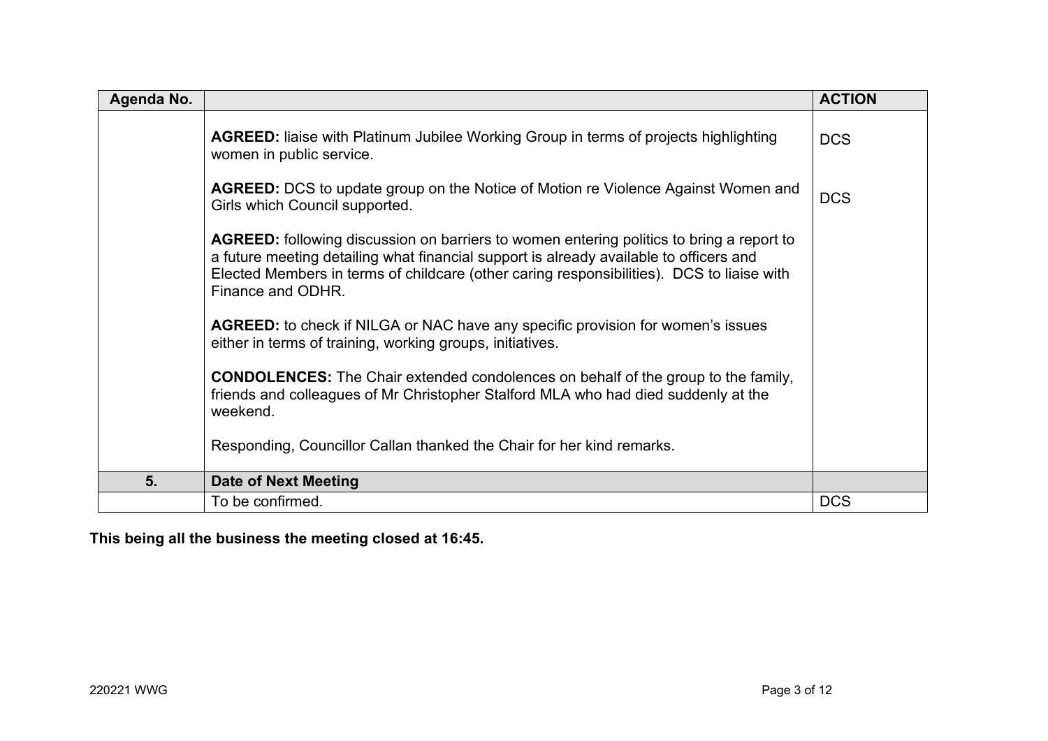| Agenda No. | | ACTION |
|---|---|---|
| | **AGREED:** liaise with Platinum Jubilee Working Group in terms of projects highlighting women in public service.<br><br>**AGREED:** DCS to update group on the Notice of Motion re Violence Against Women and Girls which Council supported.<br><br>**AGREED:** following discussion on barriers to women entering politics to bring a report to a future meeting detailing what financial support is already available to officers and Elected Members in terms of childcare (other caring responsibilities). DCS to liaise with Finance and ODHR.<br><br>**AGREED:** to check if NILGA or NAC have any specific provision for women's issues either in terms of training, working groups, initiatives.<br><br>**CONDOLENCES:** The Chair extended condolences on behalf of the group to the family, friends and colleagues of Mr Christopher Stalford MLA who had died suddenly at the weekend.<br><br>Responding, Councillor Callan thanked the Chair for her kind remarks. | DCS<br><br>DCS |
| **5.** | **Date of Next Meeting** | |
| | To be confirmed. | DCS |

**This being all the business the meeting closed at 16:45.**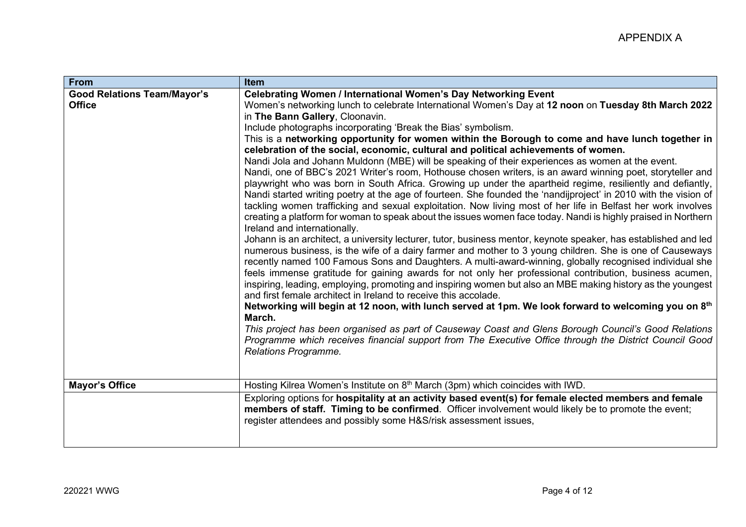APPENDIX A

| From | Item |
|---|---|
| **Good Relations Team/Mayor's Office** | **Celebrating Women / International Women's Day Networking Event**<br>Women's networking lunch to celebrate International Women's Day at **12 noon** on **Tuesday 8th March 2022** in **The Bann Gallery**, Cloonavin.<br>Include photographs incorporating 'Break the Bias' symbolism.<br>This is a **networking opportunity for women within the Borough to come and have lunch together in celebration of the social, economic, cultural and political achievements of women.**<br>Nandi Jola and Johann Muldonn (MBE) will be speaking of their experiences as women at the event.<br>Nandi, one of BBC's 2021 Writer's room, Hothouse chosen writers, is an award winning poet, storyteller and playwright who was born in South Africa. Growing up under the apartheid regime, resiliently and defiantly, Nandi started writing poetry at the age of fourteen. She founded the 'nandijproject' in 2010 with the vision of tackling women trafficking and sexual exploitation. Now living most of her life in Belfast her work involves creating a platform for woman to speak about the issues women face today. Nandi is highly praised in Northern Ireland and internationally.<br>Johann is an architect, a university lecturer, tutor, business mentor, keynote speaker, has established and led numerous business, is the wife of a dairy farmer and mother to 3 young children. She is one of Causeways recently named 100 Famous Sons and Daughters. A multi-award-winning, globally recognised individual she feels immense gratitude for gaining awards for not only her professional contribution, business acumen, inspiring, leading, employing, promoting and inspiring women but also an MBE making history as the youngest and first female architect in Ireland to receive this accolade.<br>**Networking will begin at 12 noon, with lunch served at 1pm. We look forward to welcoming you on 8th March.**<br>*This project has been organised as part of Causeway Coast and Glens Borough Council's Good Relations Programme which receives financial support from The Executive Office through the District Council Good Relations Programme.* |
| **Mayor's Office** | Hosting Kilrea Women's Institute on 8th March (3pm) which coincides with IWD. |
| | Exploring options for **hospitality at an activity based event(s) for female elected members and female members of staff. Timing to be confirmed**. Officer involvement would likely be to promote the event; register attendees and possibly some H&S/risk assessment issues, |

220221 WWG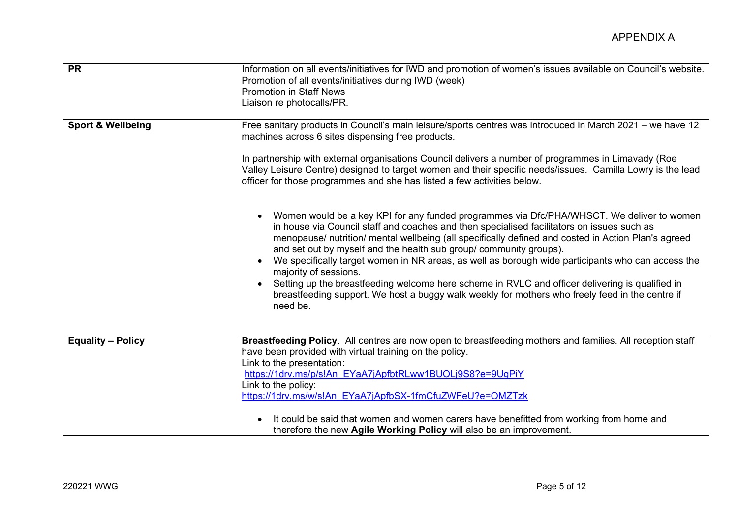APPENDIX A

| | |
|---|---|
| **PR** | Information on all events/initiatives for IWD and promotion of women's issues available on Council's website.<br>Promotion of all events/initiatives during IWD (week)<br>Promotion in Staff News<br>Liaison re photocalls/PR. |
| **Sport & Wellbeing** | Free sanitary products in Council's main leisure/sports centres was introduced in March 2021 – we have 12 machines across 6 sites dispensing free products.<br><br>In partnership with external organisations Council delivers a number of programmes in Limavady (Roe Valley Leisure Centre) designed to target women and their specific needs/issues. Camilla Lowry is the lead officer for those programmes and she has listed a few activities below.<br><br>• Women would be a key KPI for any funded programmes via Dfc/PHA/WHSCT. We deliver to women in house via Council staff and coaches and then specialised facilitators on issues such as menopause/ nutrition/ mental wellbeing (all specifically defined and costed in Action Plan's agreed and set out by myself and the health sub group/ community groups).<br>• We specifically target women in NR areas, as well as borough wide participants who can access the majority of sessions.<br>• Setting up the breastfeeding welcome here scheme in RVLC and officer delivering is qualified in breastfeeding support. We host a buggy walk weekly for mothers who freely feed in the centre if need be. |
| **Equality – Policy** | **Breastfeeding Policy**. All centres are now open to breastfeeding mothers and families. All reception staff have been provided with virtual training on the policy.<br>Link to the presentation:<br>https://1drv.ms/p/s!An_EYaA7jApfbtRLww1BUOLj9S8?e=9UgPiY<br>Link to the policy:<br>https://1drv.ms/w/s!An_EYaA7jApfbSX-1fmCfuZWFeU?e=OMZTzk<br><br>• It could be said that women and women carers have benefitted from working from home and therefore the new **Agile Working Policy** will also be an improvement. |

220221 WWG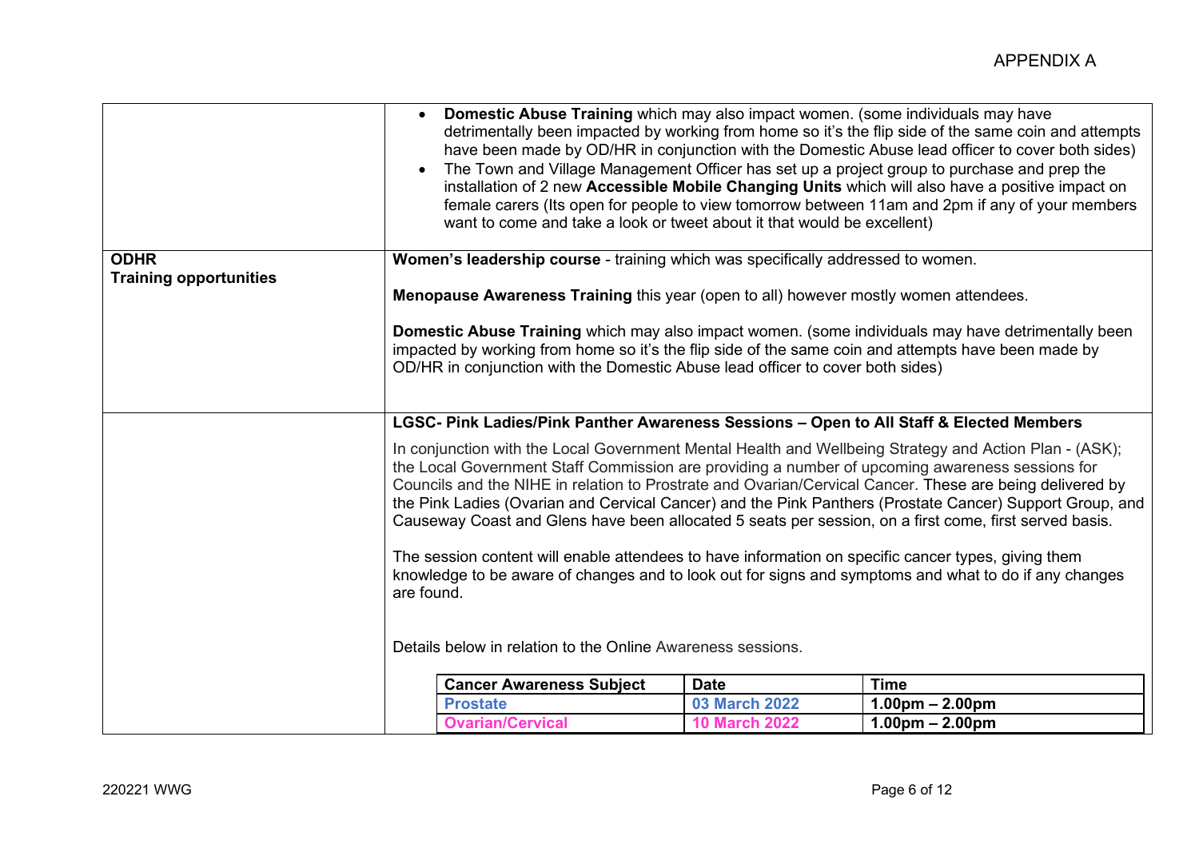| | |
|---|---|
| | • **Domestic Abuse Training** which may also impact women. (some individuals may have detrimentally been impacted by working from home so it's the flip side of the same coin and attempts have been made by OD/HR in conjunction with the Domestic Abuse lead officer to cover both sides)<br>• The Town and Village Management Officer has set up a project group to purchase and prep the installation of 2 new **Accessible Mobile Changing Units** which will also have a positive impact on female carers (Its open for people to view tomorrow between 11am and 2pm if any of your members want to come and take a look or tweet about it that would be excellent) |
| **ODHR**<br>**Training opportunities** | **Women's leadership course** - training which was specifically addressed to women.<br><br>**Menopause Awareness Training** this year (open to all) however mostly women attendees.<br><br>**Domestic Abuse Training** which may also impact women. (some individuals may have detrimentally been impacted by working from home so it's the flip side of the same coin and attempts have been made by OD/HR in conjunction with the Domestic Abuse lead officer to cover both sides) |
| | **LGSC- Pink Ladies/Pink Panther Awareness Sessions – Open to All Staff & Elected Members**<br><br>In conjunction with the Local Government Mental Health and Wellbeing Strategy and Action Plan - (ASK); the Local Government Staff Commission are providing a number of upcoming awareness sessions for Councils and the NIHE in relation to Prostrate and Ovarian/Cervical Cancer. These are being delivered by the Pink Ladies (Ovarian and Cervical Cancer) and the Pink Panthers (Prostate Cancer) Support Group, and Causeway Coast and Glens have been allocated 5 seats per session, on a first come, first served basis.<br><br>The session content will enable attendees to have information on specific cancer types, giving them knowledge to be aware of changes and to look out for signs and symptoms and what to do if any changes are found.<br><br>Details below in relation to the Online Awareness sessions. |

| Cancer Awareness Subject | Date | Time |
|---|---|---|
| **Prostate** | **03 March 2022** | **1.00pm – 2.00pm** |
| **Ovarian/Cervical** | **10 March 2022** | **1.00pm – 2.00pm** |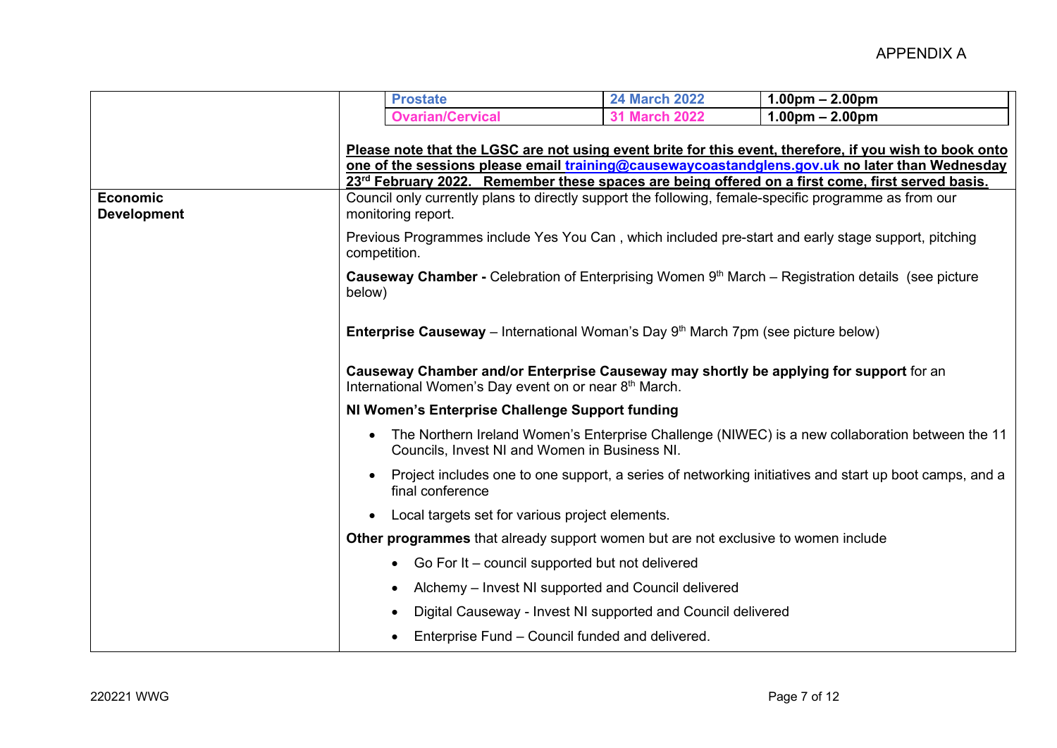| | |
|---|---|
| | **Prostate** \| **24 March 2022** \| **1.00pm – 2.00pm**<br>**Ovarian/Cervical** \| **31 March 2022** \| **1.00pm – 2.00pm**<br><br>**Please note that the LGSC are not using event brite for this event, therefore, if you wish to book onto one of the sessions please email [training@causewaycoastandglens.gov.uk](mailto:training@causewaycoastandglens.gov.uk) no later than Wednesday 23rd February 2022. Remember these spaces are being offered on a first come, first served basis.** |
| **Economic Development** | Council only currently plans to directly support the following, female-specific programme as from our monitoring report.<br><br>Previous Programmes include Yes You Can , which included pre-start and early stage support, pitching competition.<br><br>**Causeway Chamber -** Celebration of Enterprising Women 9th March – Registration details (see picture below)<br><br>**Enterprise Causeway** – International Woman's Day 9th March 7pm (see picture below)<br><br>**Causeway Chamber and/or Enterprise Causeway may shortly be applying for support** for an International Women's Day event on or near 8th March.<br><br>**NI Women's Enterprise Challenge Support funding**<br><br>• The Northern Ireland Women's Enterprise Challenge (NIWEC) is a new collaboration between the 11 Councils, Invest NI and Women in Business NI.<br>• Project includes one to one support, a series of networking initiatives and start up boot camps, and a final conference<br>• Local targets set for various project elements.<br><br>**Other programmes** that already support women but are not exclusive to women include<br><br>• Go For It – council supported but not delivered<br>• Alchemy – Invest NI supported and Council delivered<br>• Digital Causeway - Invest NI supported and Council delivered<br>• Enterprise Fund – Council funded and delivered. |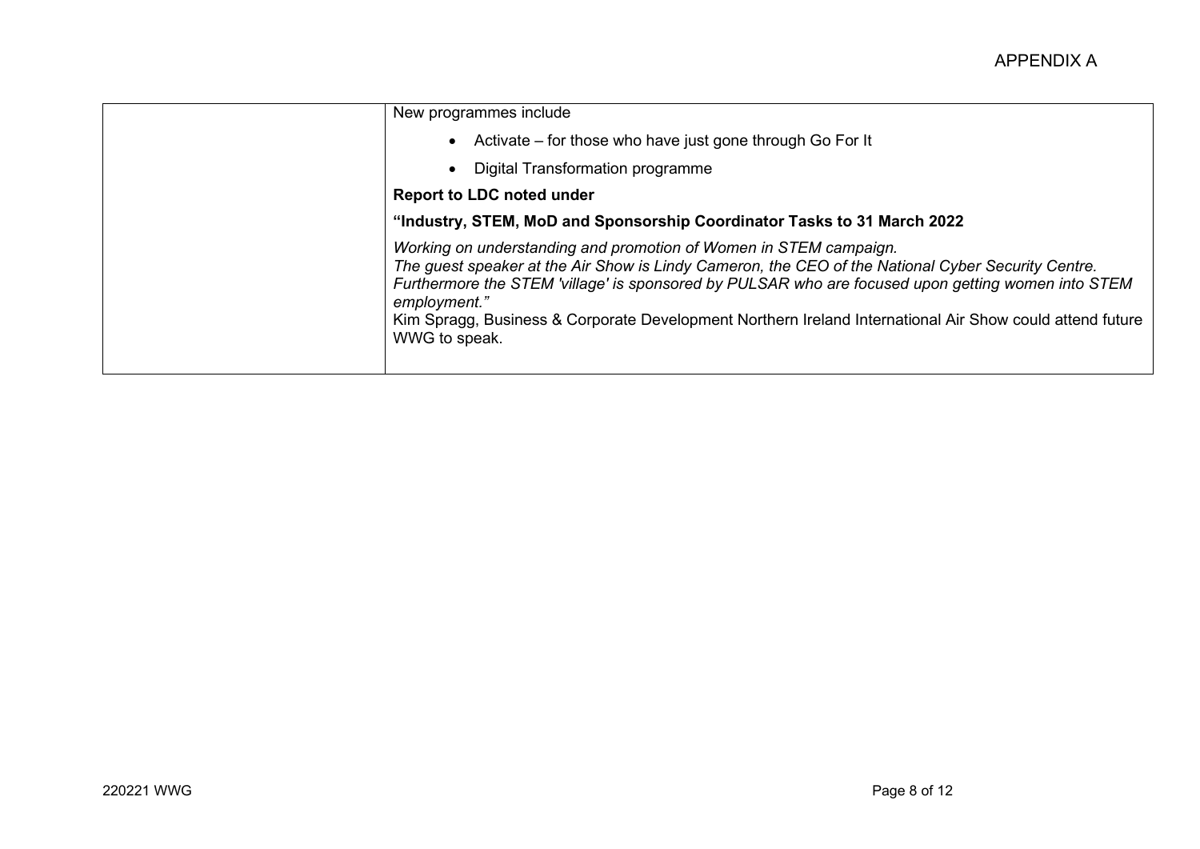| | |
|---|---|
| | New programmes include<br>• Activate – for those who have just gone through Go For It<br>• Digital Transformation programme<br>**Report to LDC noted under**<br>**"Industry, STEM, MoD and Sponsorship Coordinator Tasks to 31 March 2022**<br>*Working on understanding and promotion of Women in STEM campaign.*<br>*The guest speaker at the Air Show is Lindy Cameron, the CEO of the National Cyber Security Centre.*<br>*Furthermore the STEM 'village' is sponsored by PULSAR who are focused upon getting women into STEM employment."*<br>Kim Spragg, Business & Corporate Development Northern Ireland International Air Show could attend future WWG to speak. |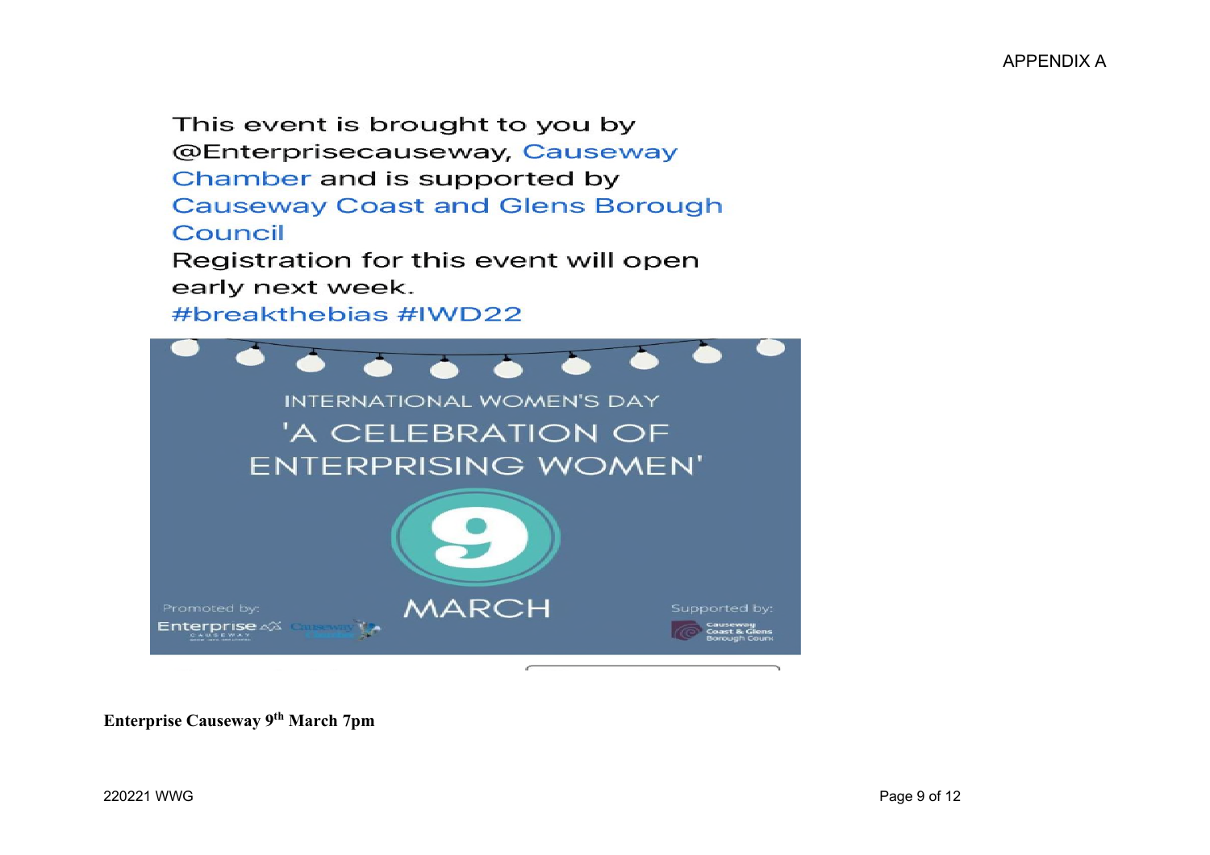APPENDIX A

This event is brought to you by @Enterprisecauseway, Causeway Chamber and is supported by Causeway Coast and Glens Borough Council

Registration for this event will open early next week.

#breakthebias #IWD22

INTERNATIONAL WOMEN'S DAY

'A CELEBRATION OF ENTERPRISING WOMEN'

9

MARCH

Promoted by: Enterprise Causeway, Causeway Chamber

Supported by: Causeway Coast & Glens Borough Council

**Enterprise Causeway 9th March 7pm**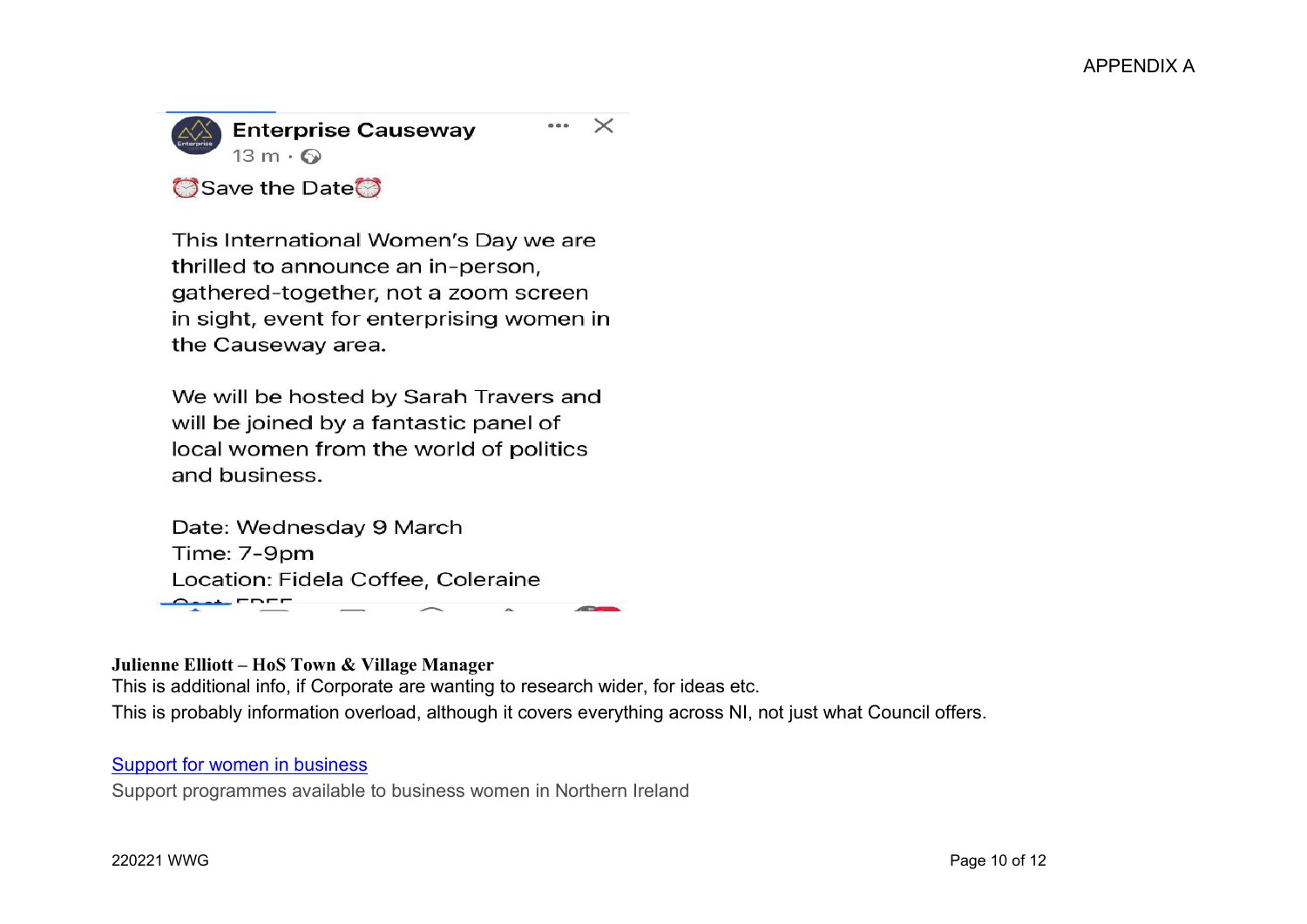APPENDIX A

**Enterprise Causeway**
13 m ·

⏰Save the Date⏰

This International Women's Day we are thrilled to announce an in-person, gathered-together, not a zoom screen in sight, event for enterprising women in the Causeway area.

We will be hosted by Sarah Travers and will be joined by a fantastic panel of local women from the world of politics and business.

Date: Wednesday 9 March
Time: 7-9pm
Location: Fidela Coffee, Coleraine
Cost: FREE

**Julienne Elliott – HoS Town & Village Manager**
This is additional info, if Corporate are wanting to research wider, for ideas etc.
This is probably information overload, although it covers everything across NI, not just what Council offers.

[Support for women in business](#)
Support programmes available to business women in Northern Ireland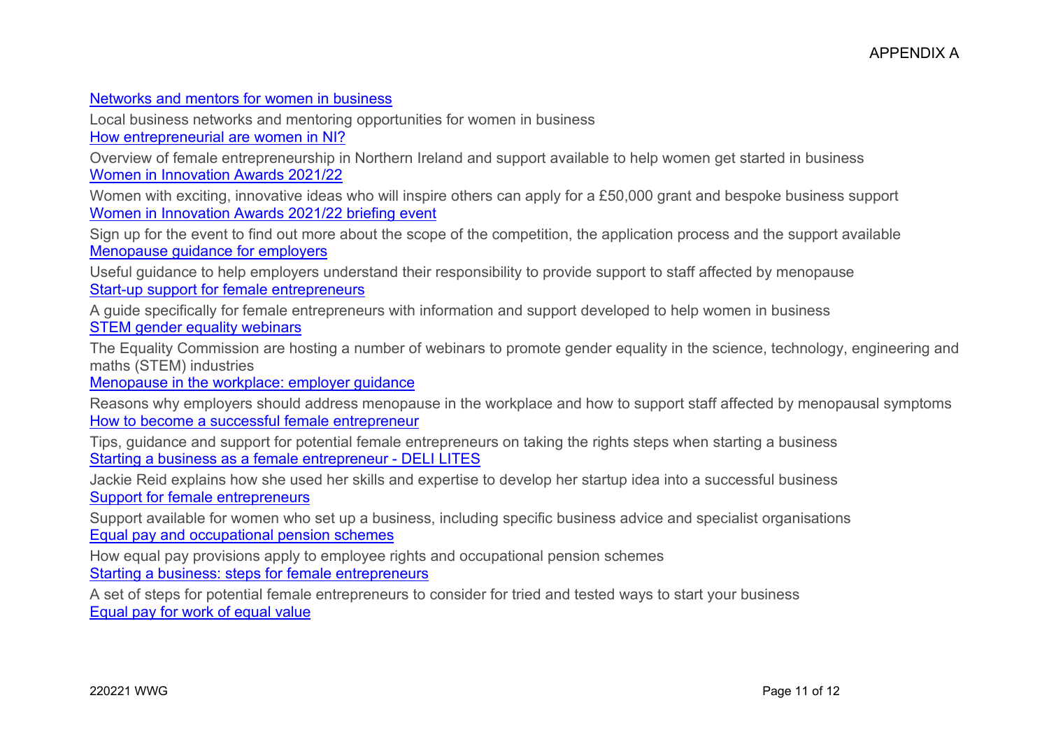APPENDIX A

Networks and mentors for women in business

Local business networks and mentoring opportunities for women in business

How entrepreneurial are women in NI?

Overview of female entrepreneurship in Northern Ireland and support available to help women get started in business

Women in Innovation Awards 2021/22

Women with exciting, innovative ideas who will inspire others can apply for a £50,000 grant and bespoke business support

Women in Innovation Awards 2021/22 briefing event

Sign up for the event to find out more about the scope of the competition, the application process and the support available

Menopause guidance for employers

Useful guidance to help employers understand their responsibility to provide support to staff affected by menopause

Start-up support for female entrepreneurs

A guide specifically for female entrepreneurs with information and support developed to help women in business

STEM gender equality webinars

The Equality Commission are hosting a number of webinars to promote gender equality in the science, technology, engineering and maths (STEM) industries

Menopause in the workplace: employer guidance

Reasons why employers should address menopause in the workplace and how to support staff affected by menopausal symptoms

How to become a successful female entrepreneur

Tips, guidance and support for potential female entrepreneurs on taking the rights steps when starting a business

Starting a business as a female entrepreneur - DELI LITES

Jackie Reid explains how she used her skills and expertise to develop her startup idea into a successful business

Support for female entrepreneurs

Support available for women who set up a business, including specific business advice and specialist organisations

Equal pay and occupational pension schemes

How equal pay provisions apply to employee rights and occupational pension schemes

Starting a business: steps for female entrepreneurs

A set of steps for potential female entrepreneurs to consider for tried and tested ways to start your business

Equal pay for work of equal value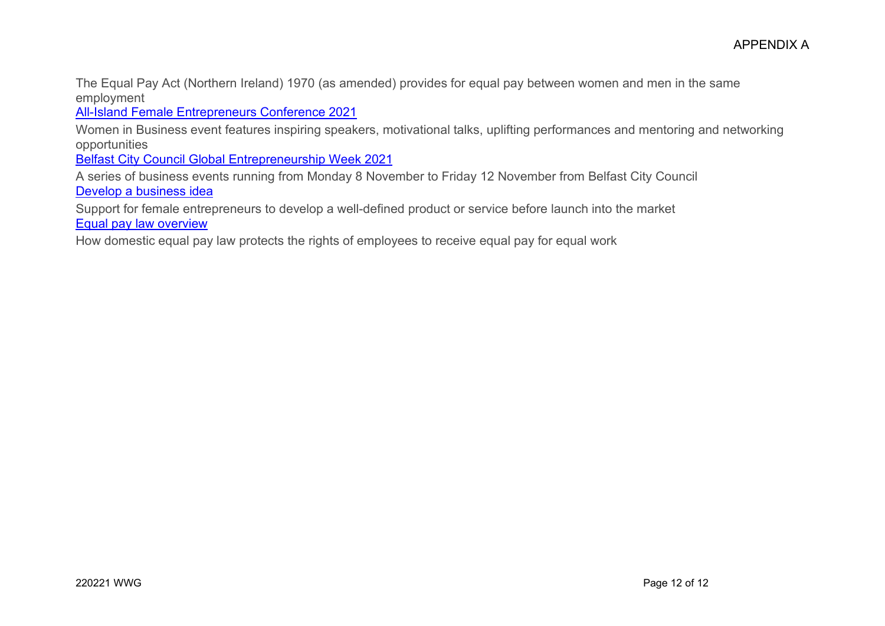APPENDIX A

The Equal Pay Act (Northern Ireland) 1970 (as amended) provides for equal pay between women and men in the same employment

All-Island Female Entrepreneurs Conference 2021

Women in Business event features inspiring speakers, motivational talks, uplifting performances and mentoring and networking opportunities

Belfast City Council Global Entrepreneurship Week 2021

A series of business events running from Monday 8 November to Friday 12 November from Belfast City Council

Develop a business idea

Support for female entrepreneurs to develop a well-defined product or service before launch into the market

Equal pay law overview

How domestic equal pay law protects the rights of employees to receive equal pay for equal work

220221 WWG